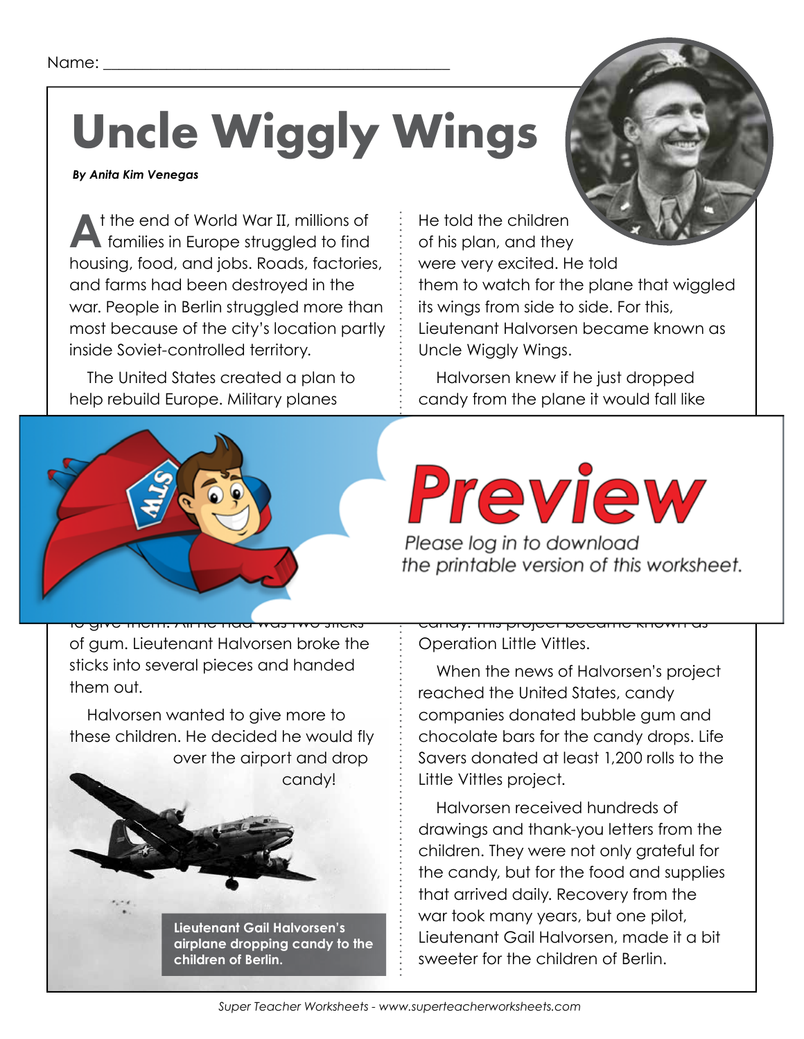Name: ___________________________________________

# Uncle Wiggly Wings

***By Anita Kim Venegas***

At the end of World War II, millions of families in Europe struggled to find housing, food, and jobs. Roads, factories, and farms had been destroyed in the war. People in Berlin struggled more than most because of the city's location partly inside Soviet-controlled territory.

The United States created a plan to help rebuild Europe. Military planes

**Preview**

*Please log in to download the printable version of this worksheet.*

of gum. Lieutenant Halvorsen broke the sticks into several pieces and handed them out.

Halvorsen wanted to give more to these children. He decided he would fly over the airport and drop candy!

**Lieutenant Gail Halvorsen's airplane dropping candy to the children of Berlin.**

He told the children of his plan, and they were very excited. He told them to watch for the plane that wiggled its wings from side to side. For this, Lieutenant Halvorsen became known as Uncle Wiggly Wings.

Halvorsen knew if he just dropped candy from the plane it would fall like

Operation Little Vittles.

When the news of Halvorsen's project reached the United States, candy companies donated bubble gum and chocolate bars for the candy drops. Life Savers donated at least 1,200 rolls to the Little Vittles project.

Halvorsen received hundreds of drawings and thank-you letters from the children. They were not only grateful for the candy, but for the food and supplies that arrived daily. Recovery from the war took many years, but one pilot, Lieutenant Gail Halvorsen, made it a bit sweeter for the children of Berlin.

*Super Teacher Worksheets - www.superteacherworksheets.com*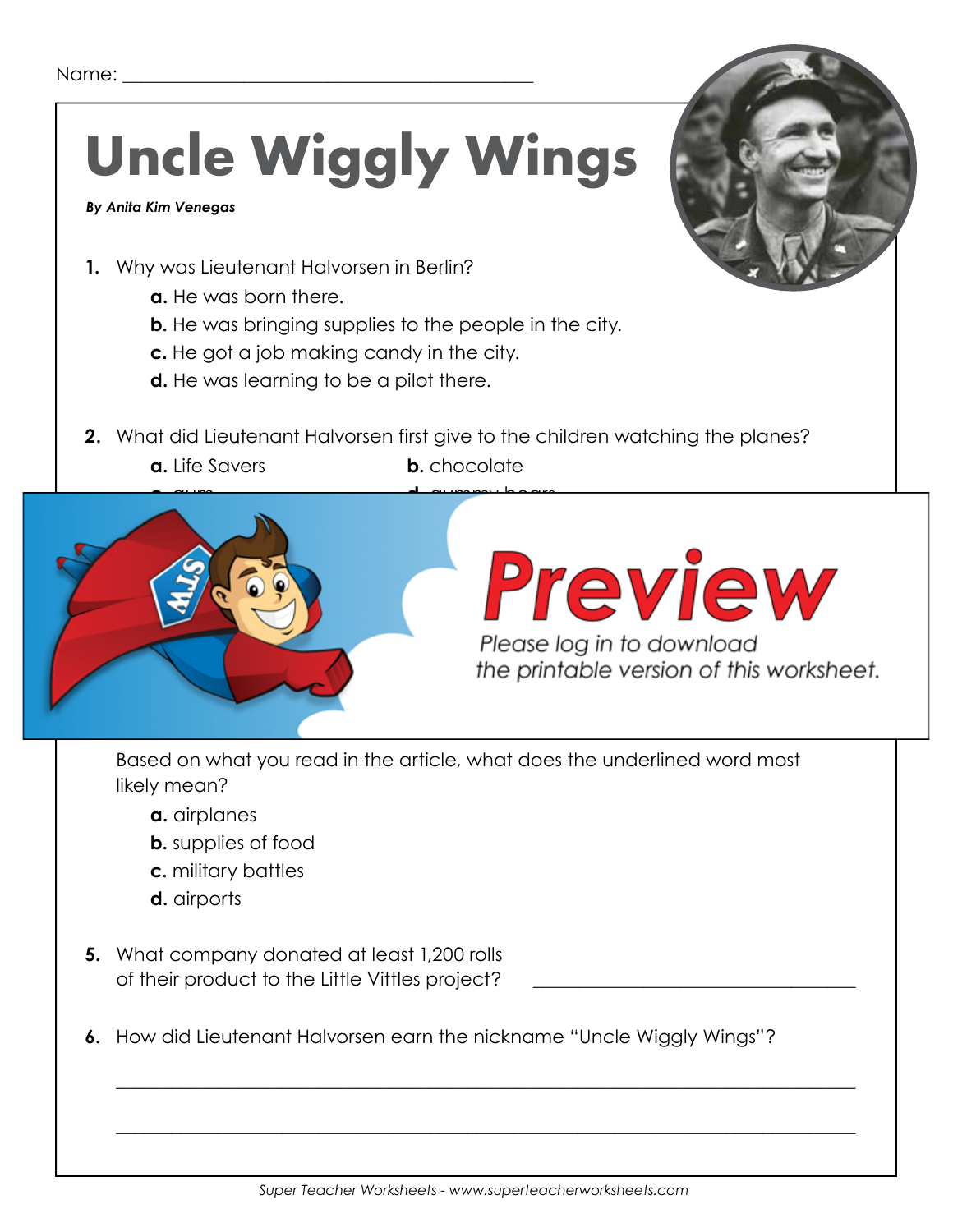Name: ___________________________________________

# Uncle Wiggly Wings

***By Anita Kim Venegas***

**1.** Why was Lieutenant Halvorsen in Berlin?

- **a.** He was born there.
- **b.** He was bringing supplies to the people in the city.
- **c.** He got a job making candy in the city.
- **d.** He was learning to be a pilot there.

**2.** What did Lieutenant Halvorsen first give to the children watching the planes?

- **a.** Life Savers
- **b.** chocolate

Based on what you read in the article, what does the underlined word most likely mean?

- **a.** airplanes
- **b.** supplies of food
- **c.** military battles
- **d.** airports

**5.** What company donated at least 1,200 rolls of their product to the Little Vittles project? ___________________________________

**6.** How did Lieutenant Halvorsen earn the nickname "Uncle Wiggly Wings"?

_____________________________________________________________________________

_____________________________________________________________________________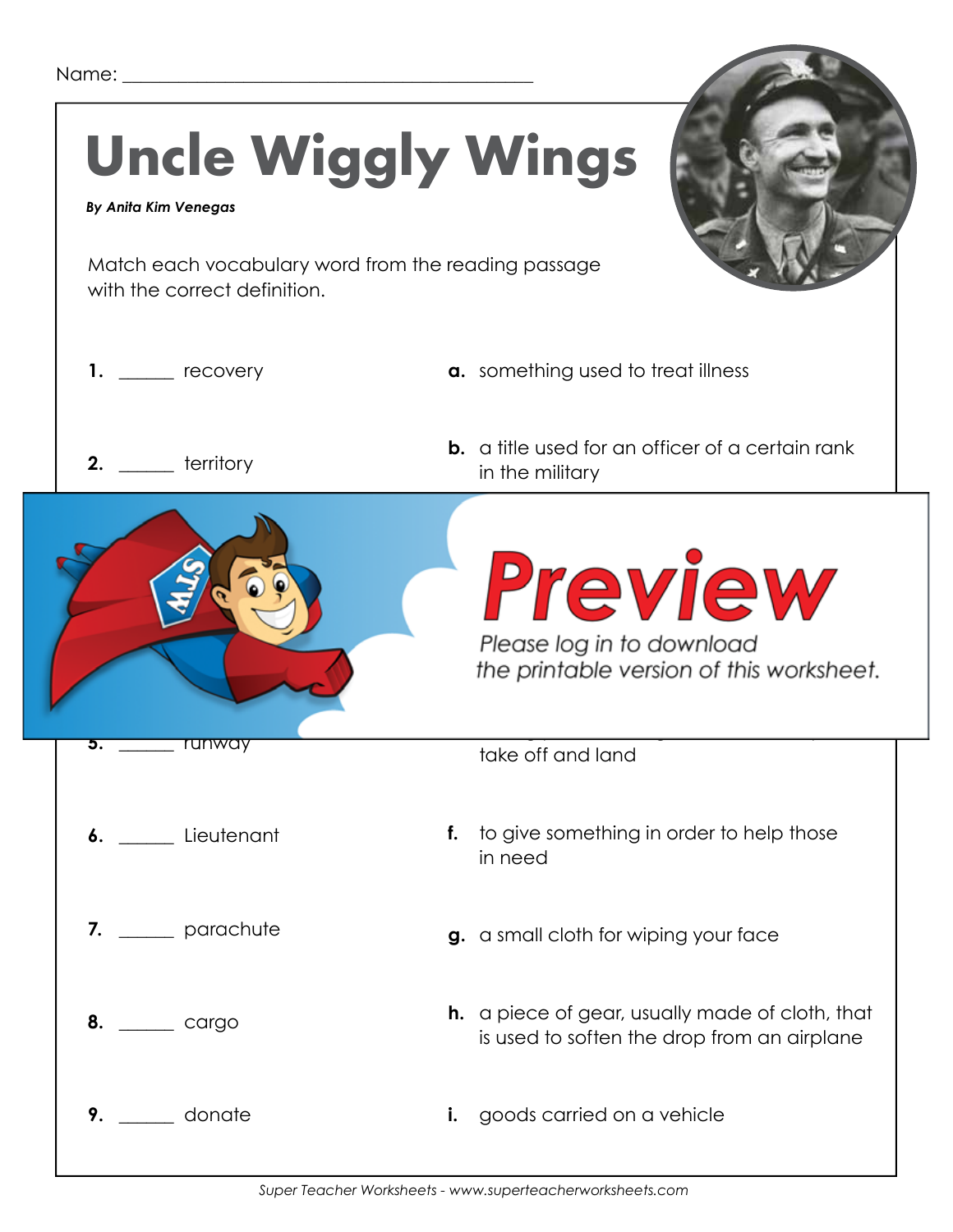Name: ____________________________________________

# Uncle Wiggly Wings

***By Anita Kim Venegas***

Match each vocabulary word from the reading passage with the correct definition.

1. ______ recovery

2. ______ territory

5. ______ runway

6. ______ Lieutenant

7. ______ parachute

8. ______ cargo

9. ______ donate

**a.** something used to treat illness

**b.** a title used for an officer of a certain rank in the military

take off and land

**f.** to give something in order to help those in need

**g.** a small cloth for wiping your face

**h.** a piece of gear, usually made of cloth, that is used to soften the drop from an airplane

**i.** goods carried on a vehicle

Preview

Please log in to download the printable version of this worksheet.

*Super Teacher Worksheets - www.superteacherworksheets.com*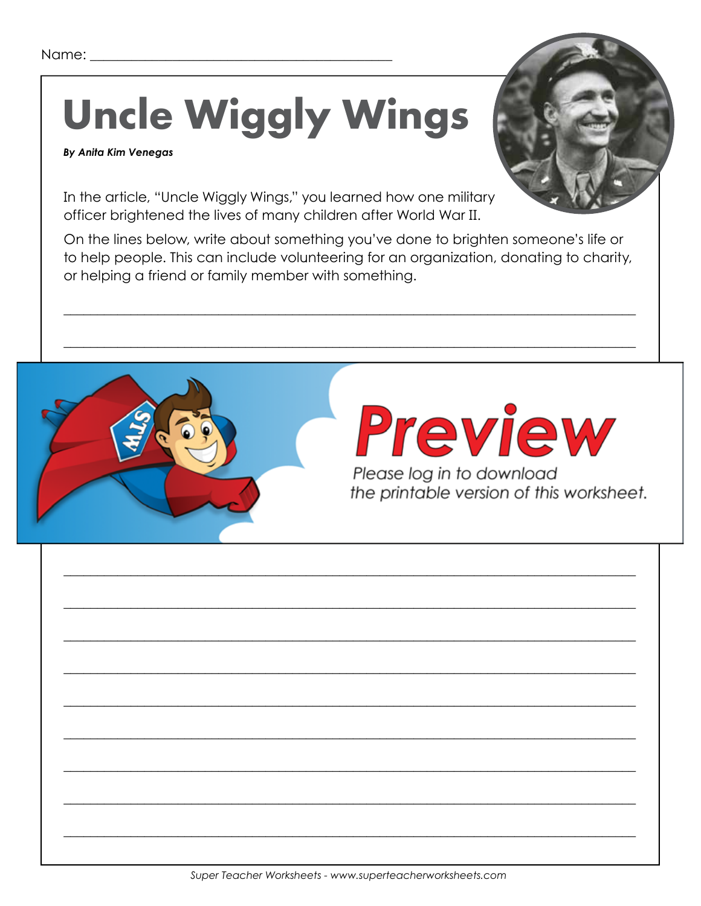Name: ______________________________________

# Uncle Wiggly Wings

***By Anita Kim Venegas***

In the article, "Uncle Wiggly Wings," you learned how one military officer brightened the lives of many children after World War II.

On the lines below, write about something you've done to brighten someone's life or to help people. This can include volunteering for an organization, donating to charity, or helping a friend or family member with something.

___________________________________________________________________________

___________________________________________________________________________

**Preview**

Please log in to download the printable version of this worksheet.

___________________________________________________________________________

___________________________________________________________________________

___________________________________________________________________________

___________________________________________________________________________

___________________________________________________________________________

___________________________________________________________________________

___________________________________________________________________________

___________________________________________________________________________

___________________________________________________________________________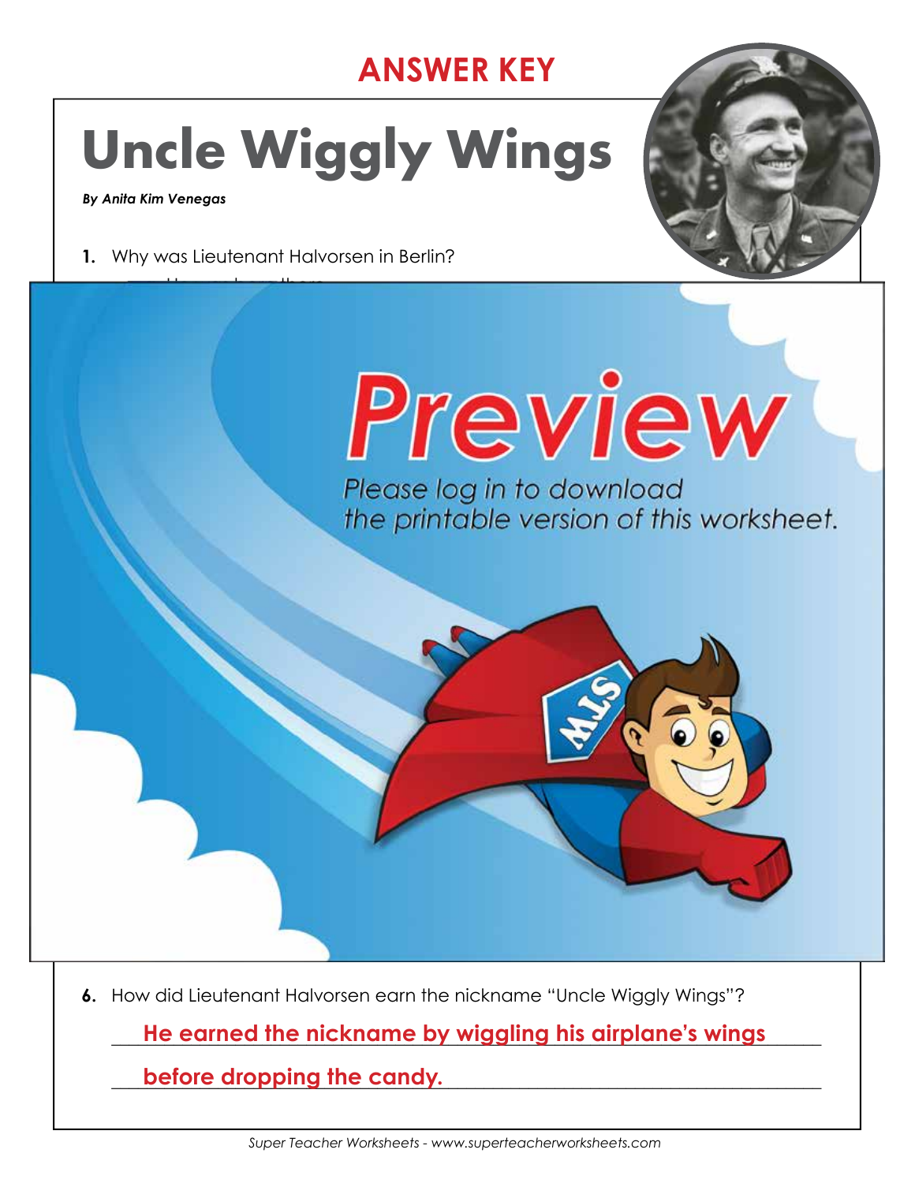## ANSWER KEY

# Uncle Wiggly Wings

***By Anita Kim Venegas***

1. Why was Lieutenant Halvorsen in Berlin?

6. How did Lieutenant Halvorsen earn the nickname "Uncle Wiggly Wings"?

   **He earned the nickname by wiggling his airplane's wings before dropping the candy.**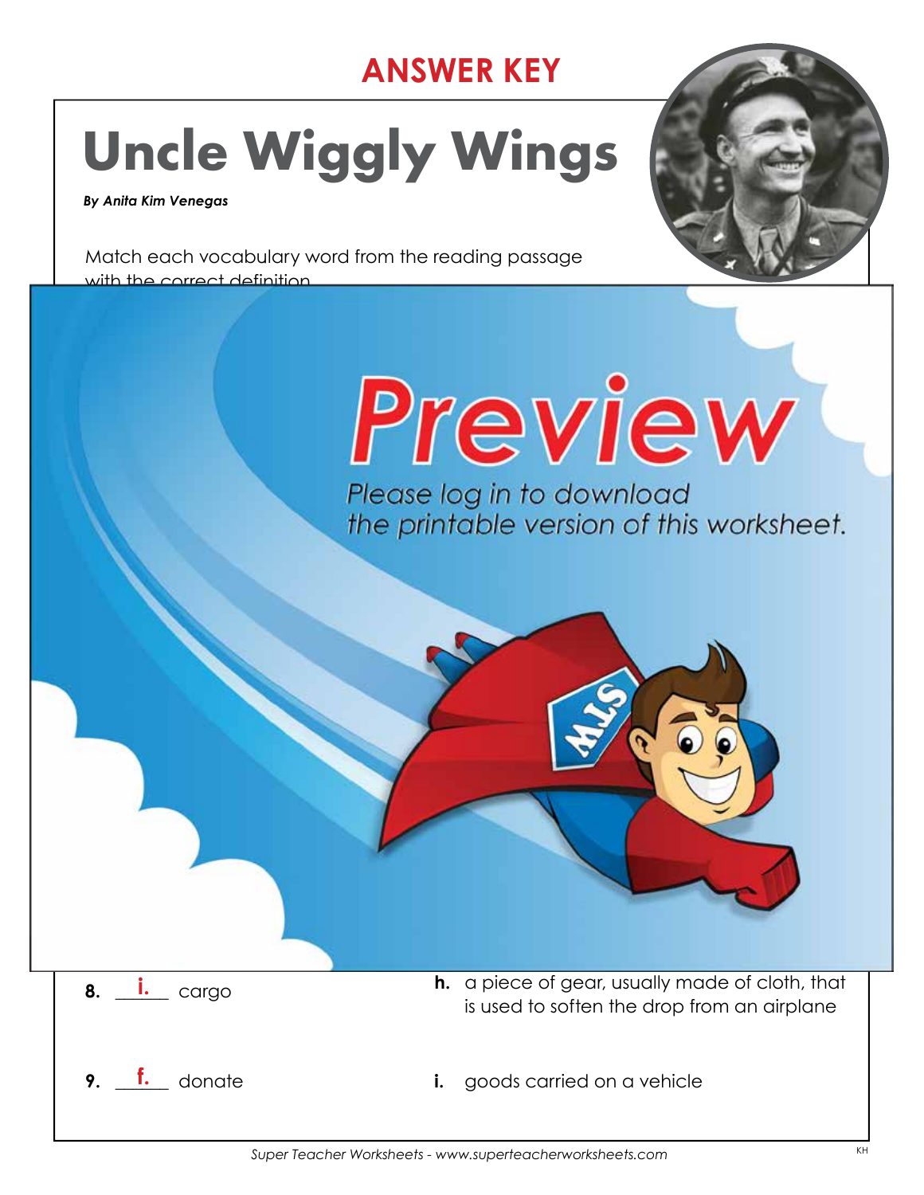ANSWER KEY

# Uncle Wiggly Wings

***By Anita Kim Venegas***

Match each vocabulary word from the reading passage with the correct definition.

Preview

Please log in to download the printable version of this worksheet.

**8.** ___i.___ cargo

**9.** ___f.___ donate

**h.** a piece of gear, usually made of cloth, that is used to soften the drop from an airplane

**i.** goods carried on a vehicle